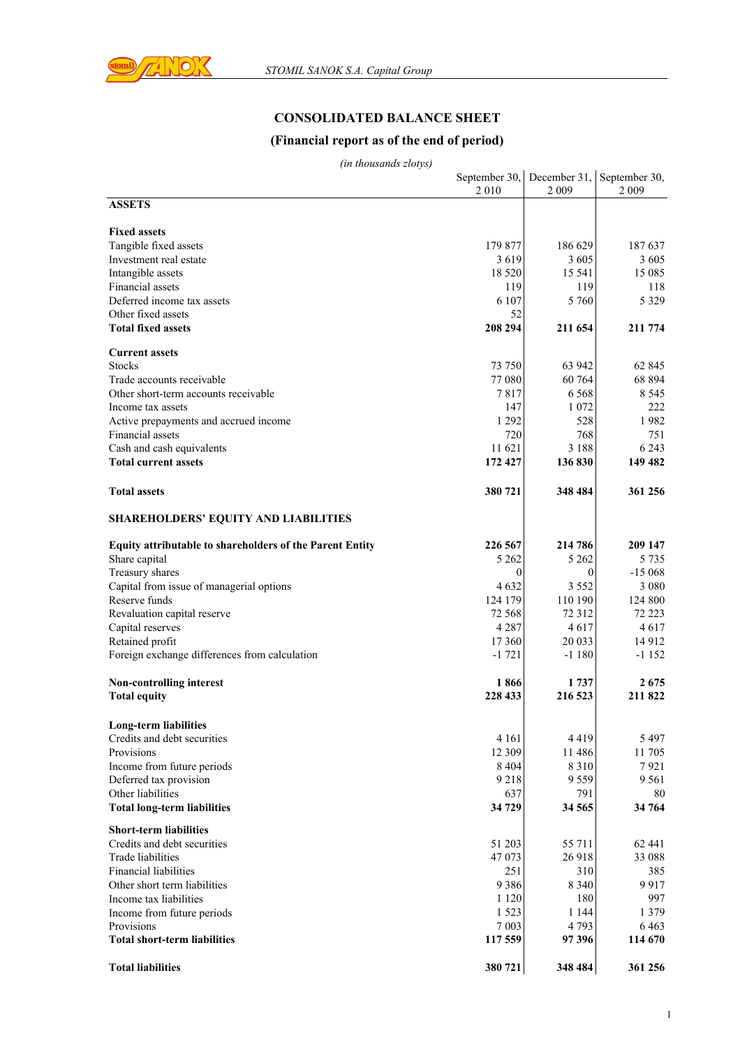# CONSOLIDATED BALANCE SHEET

## (Financial report as of the end of period)

*(in thousands zlotys)*

| | September 30, 2 010 | December 31, 2 009 | September 30, 2 009 |
|---|---|---|---|
| **ASSETS** | | | |
| | | | |
| **Fixed assets** | | | |
| Tangible fixed assets | 179 877 | 186 629 | 187 637 |
| Investment real estate | 3 619 | 3 605 | 3 605 |
| Intangible assets | 18 520 | 15 541 | 15 085 |
| Financial assets | 119 | 119 | 118 |
| Deferred income tax assets | 6 107 | 5 760 | 5 329 |
| Other fixed assets | 52 | | |
| **Total fixed assets** | **208 294** | **211 654** | **211 774** |
| | | | |
| **Current assets** | | | |
| Stocks | 73 750 | 63 942 | 62 845 |
| Trade accounts receivable | 77 080 | 60 764 | 68 894 |
| Other short-term accounts receivable | 7 817 | 6 568 | 8 545 |
| Income tax assets | 147 | 1 072 | 222 |
| Active prepayments and accrued income | 1 292 | 528 | 1 982 |
| Financial assets | 720 | 768 | 751 |
| Cash and cash equivalents | 11 621 | 3 188 | 6 243 |
| **Total current assets** | **172 427** | **136 830** | **149 482** |
| | | | |
| **Total assets** | **380 721** | **348 484** | **361 256** |
| | | | |
| **SHAREHOLDERS' EQUITY AND LIABILITIES** | | | |
| | | | |
| **Equity attributable to shareholders of the Parent Entity** | **226 567** | **214 786** | **209 147** |
| Share capital | 5 262 | 5 262 | 5 735 |
| Treasury shares | 0 | 0 | -15 068 |
| Capital from issue of managerial options | 4 632 | 3 552 | 3 080 |
| Reserve funds | 124 179 | 110 190 | 124 800 |
| Revaluation capital reserve | 72 568 | 72 312 | 72 223 |
| Capital reserves | 4 287 | 4 617 | 4 617 |
| Retained profit | 17 360 | 20 033 | 14 912 |
| Foreign exchange differences from calculation | -1 721 | -1 180 | -1 152 |
| | | | |
| **Non-controlling interest** | **1 866** | **1 737** | **2 675** |
| **Total equity** | **228 433** | **216 523** | **211 822** |
| | | | |
| **Long-term liabilities** | | | |
| Credits and debt securities | 4 161 | 4 419 | 5 497 |
| Provisions | 12 309 | 11 486 | 11 705 |
| Income from future periods | 8 404 | 8 310 | 7 921 |
| Deferred tax provision | 9 218 | 9 559 | 9 561 |
| Other liabilities | 637 | 791 | 80 |
| **Total long-term liabilities** | **34 729** | **34 565** | **34 764** |
| | | | |
| **Short-term liabilities** | | | |
| Credits and debt securities | 51 203 | 55 711 | 62 441 |
| Trade liabilities | 47 073 | 26 918 | 33 088 |
| Financial liabilities | 251 | 310 | 385 |
| Other short term liabilities | 9 386 | 8 340 | 9 917 |
| Income tax liabilities | 1 120 | 180 | 997 |
| Income from future periods | 1 523 | 1 144 | 1 379 |
| Provisions | 7 003 | 4 793 | 6 463 |
| **Total short-term liabilities** | **117 559** | **97 396** | **114 670** |
| | | | |
| **Total liabilities** | **380 721** | **348 484** | **361 256** |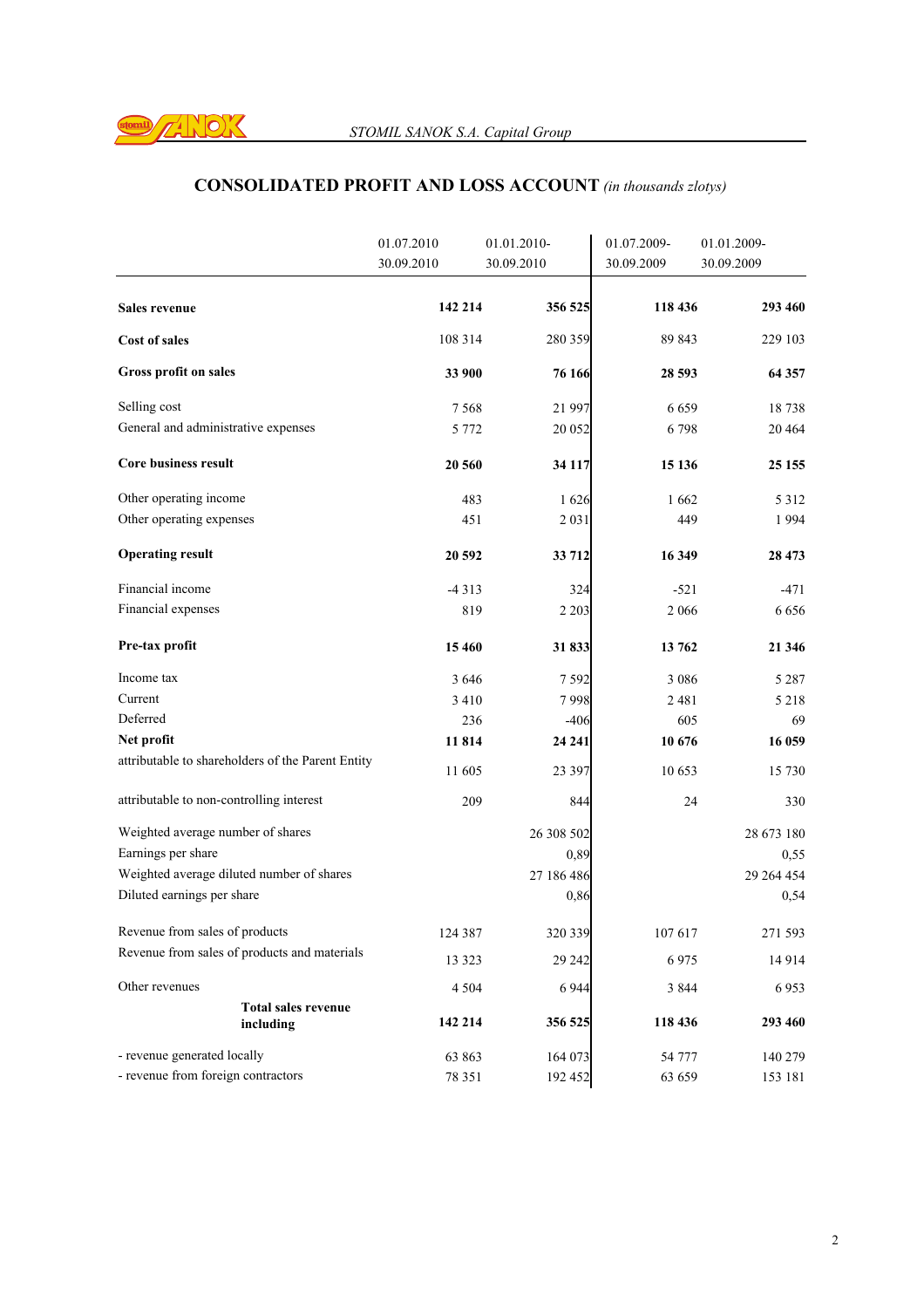## CONSOLIDATED PROFIT AND LOSS ACCOUNT *(in thousands zlotys)*

| | 01.07.2010 30.09.2010 | 01.01.2010- 30.09.2010 | 01.07.2009- 30.09.2009 | 01.01.2009- 30.09.2009 |
|---|---|---|---|---|
| **Sales revenue** | **142 214** | **356 525** | **118 436** | **293 460** |
| **Cost of sales** | 108 314 | 280 359 | 89 843 | 229 103 |
| **Gross profit on sales** | **33 900** | **76 166** | **28 593** | **64 357** |
| Selling cost | 7 568 | 21 997 | 6 659 | 18 738 |
| General and administrative expenses | 5 772 | 20 052 | 6 798 | 20 464 |
| **Core business result** | **20 560** | **34 117** | **15 136** | **25 155** |
| Other operating income | 483 | 1 626 | 1 662 | 5 312 |
| Other operating expenses | 451 | 2 031 | 449 | 1 994 |
| **Operating result** | **20 592** | **33 712** | **16 349** | **28 473** |
| Financial income | -4 313 | 324 | -521 | -471 |
| Financial expenses | 819 | 2 203 | 2 066 | 6 656 |
| **Pre-tax profit** | **15 460** | **31 833** | **13 762** | **21 346** |
| Income tax | 3 646 | 7 592 | 3 086 | 5 287 |
| Current | 3 410 | 7 998 | 2 481 | 5 218 |
| Deferred | 236 | -406 | 605 | 69 |
| **Net profit** | **11 814** | **24 241** | **10 676** | **16 059** |
| attributable to shareholders of the Parent Entity | 11 605 | 23 397 | 10 653 | 15 730 |
| attributable to non-controlling interest | 209 | 844 | 24 | 330 |
| Weighted average number of shares | | 26 308 502 | | 28 673 180 |
| Earnings per share | | 0,89 | | 0,55 |
| Weighted average diluted number of shares | | 27 186 486 | | 29 264 454 |
| Diluted earnings per share | | 0,86 | | 0,54 |
| Revenue from sales of products | 124 387 | 320 339 | 107 617 | 271 593 |
| Revenue from sales of products and materials | 13 323 | 29 242 | 6 975 | 14 914 |
| Other revenues | 4 504 | 6 944 | 3 844 | 6 953 |
| **Total sales revenue including** | **142 214** | **356 525** | **118 436** | **293 460** |
| - revenue generated locally | 63 863 | 164 073 | 54 777 | 140 279 |
| - revenue from foreign contractors | 78 351 | 192 452 | 63 659 | 153 181 |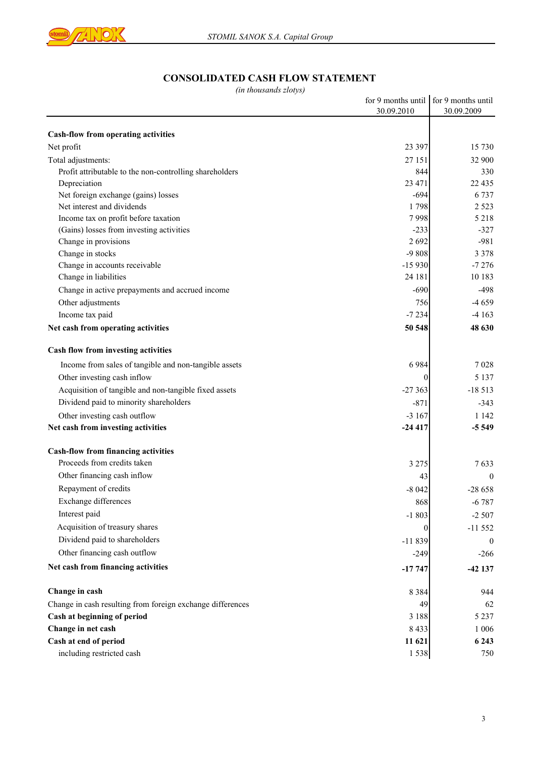# CONSOLIDATED CASH FLOW STATEMENT

*(in thousands zlotys)*

| | for 9 months until 30.09.2010 | for 9 months until 30.09.2009 |
|---|---|---|
| **Cash-flow from operating activities** | | |
| Net profit | 23 397 | 15 730 |
| Total adjustments: | 27 151 | 32 900 |
| Profit attributable to the non-controlling shareholders | 844 | 330 |
| Depreciation | 23 471 | 22 435 |
| Net foreign exchange (gains) losses | -694 | 6 737 |
| Net interest and dividends | 1 798 | 2 523 |
| Income tax on profit before taxation | 7 998 | 5 218 |
| (Gains) losses from investing activities | -233 | -327 |
| Change in provisions | 2 692 | -981 |
| Change in stocks | -9 808 | 3 378 |
| Change in accounts receivable | -15 930 | -7 276 |
| Change in liabilities | 24 181 | 10 183 |
| Change in active prepayments and accrued income | -690 | -498 |
| Other adjustments | 756 | -4 659 |
| Income tax paid | -7 234 | -4 163 |
| **Net cash from operating activities** | **50 548** | **48 630** |
| **Cash flow from investing activities** | | |
| Income from sales of tangible and non-tangible assets | 6 984 | 7 028 |
| Other investing cash inflow | 0 | 5 137 |
| Acquisition of tangible and non-tangible fixed assets | -27 363 | -18 513 |
| Dividend paid to minority shareholders | -871 | -343 |
| Other investing cash outflow | -3 167 | 1 142 |
| **Net cash from investing activities** | **-24 417** | **-5 549** |
| **Cash-flow from financing activities** | | |
| Proceeds from credits taken | 3 275 | 7 633 |
| Other financing cash inflow | 43 | 0 |
| Repayment of credits | -8 042 | -28 658 |
| Exchange differences | 868 | -6 787 |
| Interest paid | -1 803 | -2 507 |
| Acquisition of treasury shares | 0 | -11 552 |
| Dividend paid to shareholders | -11 839 | 0 |
| Other financing cash outflow | -249 | -266 |
| **Net cash from financing activities** | **-17 747** | **-42 137** |
| **Change in cash** | 8 384 | 944 |
| Change in cash resulting from foreign exchange differences | 49 | 62 |
| **Cash at beginning of period** | 3 188 | 5 237 |
| **Change in net cash** | 8 433 | 1 006 |
| **Cash at end of period** | **11 621** | **6 243** |
| including restricted cash | 1 538 | 750 |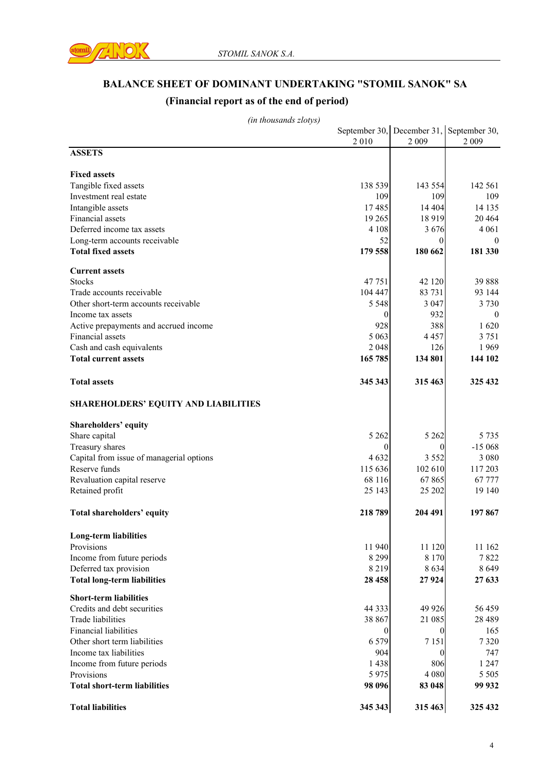# BALANCE SHEET OF DOMINANT UNDERTAKING "STOMIL SANOK" SA

## (Financial report as of the end of period)

*(in thousands zlotys)*

| | September 30, 2 010 | December 31, 2 009 | September 30, 2 009 |
|---|---|---|---|
| **ASSETS** | | | |
| **Fixed assets** | | | |
| Tangible fixed assets | 138 539 | 143 554 | 142 561 |
| Investment real estate | 109 | 109 | 109 |
| Intangible assets | 17 485 | 14 404 | 14 135 |
| Financial assets | 19 265 | 18 919 | 20 464 |
| Deferred income tax assets | 4 108 | 3 676 | 4 061 |
| Long-term accounts receivable | 52 | 0 | 0 |
| **Total fixed assets** | **179 558** | **180 662** | **181 330** |
| **Current assets** | | | |
| Stocks | 47 751 | 42 120 | 39 888 |
| Trade accounts receivable | 104 447 | 83 731 | 93 144 |
| Other short-term accounts receivable | 5 548 | 3 047 | 3 730 |
| Income tax assets | 0 | 932 | 0 |
| Active prepayments and accrued income | 928 | 388 | 1 620 |
| Financial assets | 5 063 | 4 457 | 3 751 |
| Cash and cash equivalents | 2 048 | 126 | 1 969 |
| **Total current assets** | **165 785** | **134 801** | **144 102** |
| **Total assets** | **345 343** | **315 463** | **325 432** |
| **SHAREHOLDERS' EQUITY AND LIABILITIES** | | | |
| **Shareholders' equity** | | | |
| Share capital | 5 262 | 5 262 | 5 735 |
| Treasury shares | 0 | 0 | -15 068 |
| Capital from issue of managerial options | 4 632 | 3 552 | 3 080 |
| Reserve funds | 115 636 | 102 610 | 117 203 |
| Revaluation capital reserve | 68 116 | 67 865 | 67 777 |
| Retained profit | 25 143 | 25 202 | 19 140 |
| **Total shareholders' equity** | **218 789** | **204 491** | **197 867** |
| **Long-term liabilities** | | | |
| Provisions | 11 940 | 11 120 | 11 162 |
| Income from future periods | 8 299 | 8 170 | 7 822 |
| Deferred tax provision | 8 219 | 8 634 | 8 649 |
| **Total long-term liabilities** | **28 458** | **27 924** | **27 633** |
| **Short-term liabilities** | | | |
| Credits and debt securities | 44 333 | 49 926 | 56 459 |
| Trade liabilities | 38 867 | 21 085 | 28 489 |
| Financial liabilities | 0 | 0 | 165 |
| Other short term liabilities | 6 579 | 7 151 | 7 320 |
| Income tax liabilities | 904 | 0 | 747 |
| Income from future periods | 1 438 | 806 | 1 247 |
| Provisions | 5 975 | 4 080 | 5 505 |
| **Total short-term liabilities** | **98 096** | **83 048** | **99 932** |
| **Total liabilities** | **345 343** | **315 463** | **325 432** |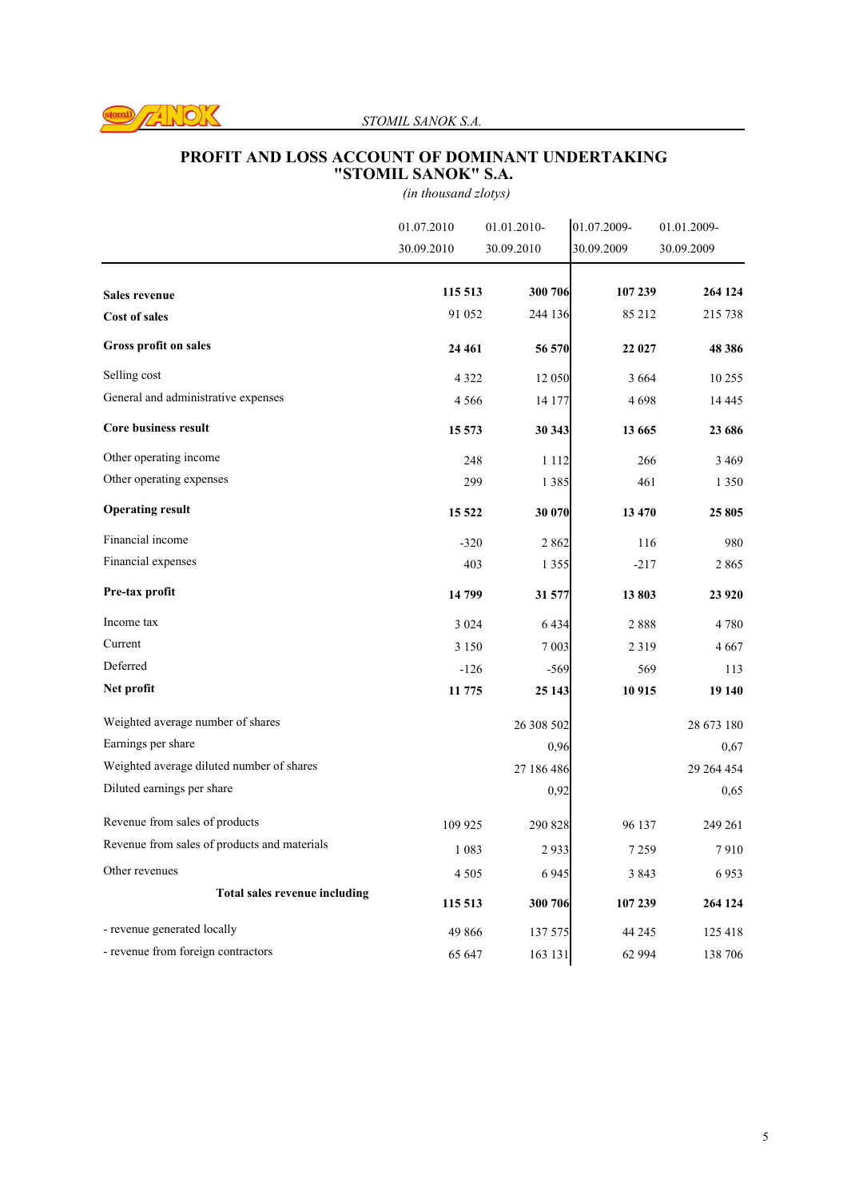# PROFIT AND LOSS ACCOUNT OF DOMINANT UNDERTAKING "STOMIL SANOK" S.A.

*(in thousand zlotys)*

| | 01.07.2010 30.09.2010 | 01.01.2010- 30.09.2010 | 01.07.2009- 30.09.2009 | 01.01.2009- 30.09.2009 |
|---|---|---|---|---|
| **Sales revenue** | **115 513** | **300 706** | **107 239** | **264 124** |
| **Cost of sales** | 91 052 | 244 136 | 85 212 | 215 738 |
| **Gross profit on sales** | **24 461** | **56 570** | **22 027** | **48 386** |
| Selling cost | 4 322 | 12 050 | 3 664 | 10 255 |
| General and administrative expenses | 4 566 | 14 177 | 4 698 | 14 445 |
| **Core business result** | **15 573** | **30 343** | **13 665** | **23 686** |
| Other operating income | 248 | 1 112 | 266 | 3 469 |
| Other operating expenses | 299 | 1 385 | 461 | 1 350 |
| **Operating result** | **15 522** | **30 070** | **13 470** | **25 805** |
| Financial income | -320 | 2 862 | 116 | 980 |
| Financial expenses | 403 | 1 355 | -217 | 2 865 |
| **Pre-tax profit** | **14 799** | **31 577** | **13 803** | **23 920** |
| Income tax | 3 024 | 6 434 | 2 888 | 4 780 |
| Current | 3 150 | 7 003 | 2 319 | 4 667 |
| Deferred | -126 | -569 | 569 | 113 |
| **Net profit** | **11 775** | **25 143** | **10 915** | **19 140** |
| Weighted average number of shares | | 26 308 502 | | 28 673 180 |
| Earnings per share | | 0,96 | | 0,67 |
| Weighted average diluted number of shares | | 27 186 486 | | 29 264 454 |
| Diluted earnings per share | | 0,92 | | 0,65 |
| Revenue from sales of products | 109 925 | 290 828 | 96 137 | 249 261 |
| Revenue from sales of products and materials | 1 083 | 2 933 | 7 259 | 7 910 |
| Other revenues | 4 505 | 6 945 | 3 843 | 6 953 |
| **Total sales revenue including** | **115 513** | **300 706** | **107 239** | **264 124** |
| - revenue generated locally | 49 866 | 137 575 | 44 245 | 125 418 |
| - revenue from foreign contractors | 65 647 | 163 131 | 62 994 | 138 706 |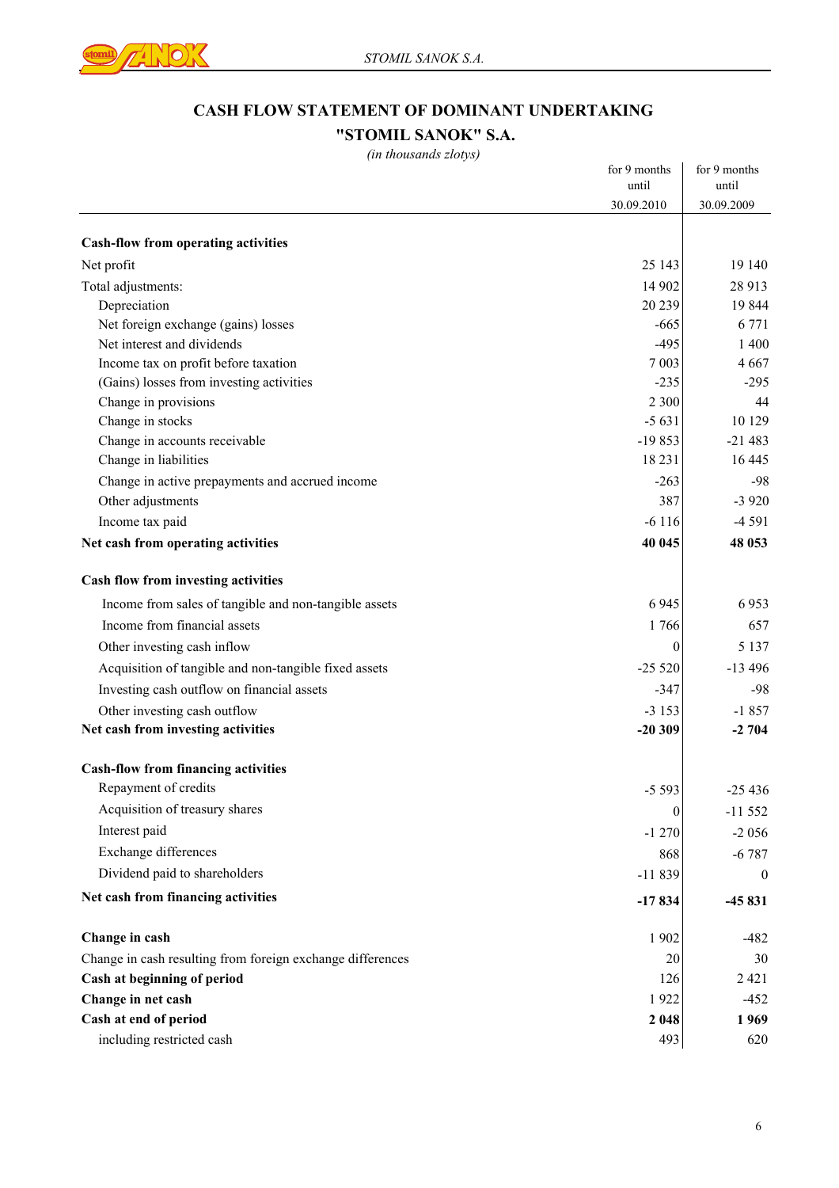# CASH FLOW STATEMENT OF DOMINANT UNDERTAKING

# "STOMIL SANOK" S.A.

*(in thousands zlotys)*

| | for 9 months until 30.09.2010 | for 9 months until 30.09.2009 |
|---|---|---|
| **Cash-flow from operating activities** | | |
| Net profit | 25 143 | 19 140 |
| Total adjustments: | 14 902 | 28 913 |
| Depreciation | 20 239 | 19 844 |
| Net foreign exchange (gains) losses | -665 | 6 771 |
| Net interest and dividends | -495 | 1 400 |
| Income tax on profit before taxation | 7 003 | 4 667 |
| (Gains) losses from investing activities | -235 | -295 |
| Change in provisions | 2 300 | 44 |
| Change in stocks | -5 631 | 10 129 |
| Change in accounts receivable | -19 853 | -21 483 |
| Change in liabilities | 18 231 | 16 445 |
| Change in active prepayments and accrued income | -263 | -98 |
| Other adjustments | 387 | -3 920 |
| Income tax paid | -6 116 | -4 591 |
| **Net cash from operating activities** | **40 045** | **48 053** |
| **Cash flow from investing activities** | | |
| Income from sales of tangible and non-tangible assets | 6 945 | 6 953 |
| Income from financial assets | 1 766 | 657 |
| Other investing cash inflow | 0 | 5 137 |
| Acquisition of tangible and non-tangible fixed assets | -25 520 | -13 496 |
| Investing cash outflow on financial assets | -347 | -98 |
| Other investing cash outflow | -3 153 | -1 857 |
| **Net cash from investing activities** | **-20 309** | **-2 704** |
| **Cash-flow from financing activities** | | |
| Repayment of credits | -5 593 | -25 436 |
| Acquisition of treasury shares | 0 | -11 552 |
| Interest paid | -1 270 | -2 056 |
| Exchange differences | 868 | -6 787 |
| Dividend paid to shareholders | -11 839 | 0 |
| **Net cash from financing activities** | **-17 834** | **-45 831** |
| **Change in cash** | 1 902 | -482 |
| Change in cash resulting from foreign exchange differences | 20 | 30 |
| **Cash at beginning of period** | 126 | 2 421 |
| **Change in net cash** | 1 922 | -452 |
| **Cash at end of period** | **2 048** | **1 969** |
| including restricted cash | 493 | 620 |